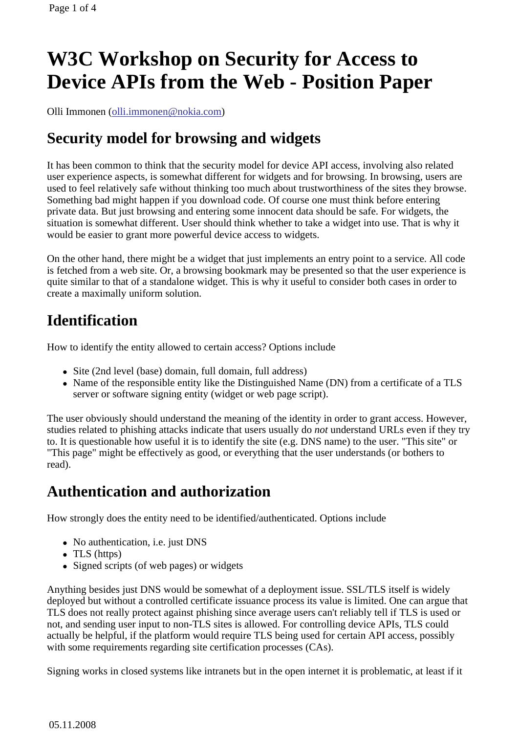# W3C Workshop on Security for Access to Device APIs from the Web - Position Paper

Olli Immonen (olli.immonen@nokia.com)

## Security model for browsing and widgets

It has been common to think that the security model for device API access, involving also related user experience aspects, is somewhat different for widgets and for browsing. In browsing, users are used to feel relatively safe without thinking too much about trustworthiness of the sites they browse. Something bad might happen if you download code. Of course one must think before entering private data. But just browsing and entering some innocent data should be safe. For widgets, the situation is somewhat different. User should think whether to take a widget into use. That is why it would be easier to grant more powerful device access to widgets.

On the other hand, there might be a widget that just implements an entry point to a service. All code is fetched from a web site. Or, a browsing bookmark may be presented so that the user experience is quite similar to that of a standalone widget. This is why it useful to consider both cases in order to create a maximally uniform solution.

## Identification

How to identify the entity allowed to certain access? Options include

- Site (2nd level (base) domain, full domain, full address)
- Name of the responsible entity like the Distinguished Name (DN) from a certificate of a TLS server or software signing entity (widget or web page script).

The user obviously should understand the meaning of the identity in order to grant access. However, studies related to phishing attacks indicate that users usually do *not* understand URLs even if they try to. It is questionable how useful it is to identify the site (e.g. DNS name) to the user. "This site" or "This page" might be effectively as good, or everything that the user understands (or bothers to read).

## Authentication and authorization

How strongly does the entity need to be identified/authenticated. Options include

- No authentication, i.e. just DNS
- TLS (https)
- Signed scripts (of web pages) or widgets

Anything besides just DNS would be somewhat of a deployment issue. SSL/TLS itself is widely deployed but without a controlled certificate issuance process its value is limited. One can argue that TLS does not really protect against phishing since average users can't reliably tell if TLS is used or not, and sending user input to non-TLS sites is allowed. For controlling device APIs, TLS could actually be helpful, if the platform would require TLS being used for certain API access, possibly with some requirements regarding site certification processes (CAs).

Signing works in closed systems like intranets but in the open internet it is problematic, at least if it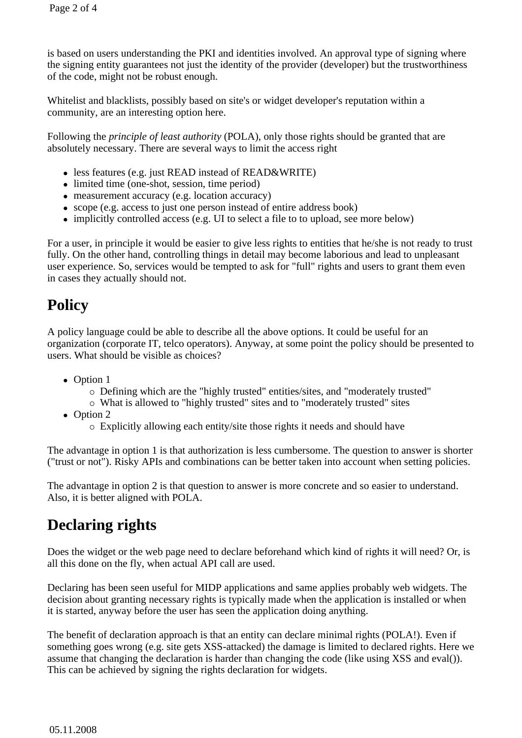is based on users understanding the PKI and identities involved. An approval type of signing where the signing entity guarantees not just the identity of the provider (developer) but the trustworthiness of the code, might not be robust enough.

Whitelist and blacklists, possibly based on site's or widget developer's reputation within a community, are an interesting option here.

Following the *principle of least authority* (POLA), only those rights should be granted that are absolutely necessary. There are several ways to limit the access right

- less features (e.g. just READ instead of READ&WRITE)
- limited time (one-shot, session, time period)
- measurement accuracy (e.g. location accuracy)
- scope (e.g. access to just one person instead of entire address book)
- implicitly controlled access (e.g. UI to select a file to to upload, see more below)

For a user, in principle it would be easier to give less rights to entities that he/she is not ready to trust fully. On the other hand, controlling things in detail may become laborious and lead to unpleasant user experience. So, services would be tempted to ask for "full" rights and users to grant them even in cases they actually should not.

## Policy

A policy language could be able to describe all the above options. It could be useful for an organization (corporate IT, telco operators). Anyway, at some point the policy should be presented to users. What should be visible as choices?

- Option 1
  - Defining which are the "highly trusted" entities/sites, and "moderately trusted"
  - What is allowed to "highly trusted" sites and to "moderately trusted" sites
- Option 2
  - Explicitly allowing each entity/site those rights it needs and should have

The advantage in option 1 is that authorization is less cumbersome. The question to answer is shorter ("trust or not"). Risky APIs and combinations can be better taken into account when setting policies.

The advantage in option 2 is that question to answer is more concrete and so easier to understand. Also, it is better aligned with POLA.

## Declaring rights

Does the widget or the web page need to declare beforehand which kind of rights it will need? Or, is all this done on the fly, when actual API call are used.

Declaring has been seen useful for MIDP applications and same applies probably web widgets. The decision about granting necessary rights is typically made when the application is installed or when it is started, anyway before the user has seen the application doing anything.

The benefit of declaration approach is that an entity can declare minimal rights (POLA!). Even if something goes wrong (e.g. site gets XSS-attacked) the damage is limited to declared rights. Here we assume that changing the declaration is harder than changing the code (like using XSS and eval()). This can be achieved by signing the rights declaration for widgets.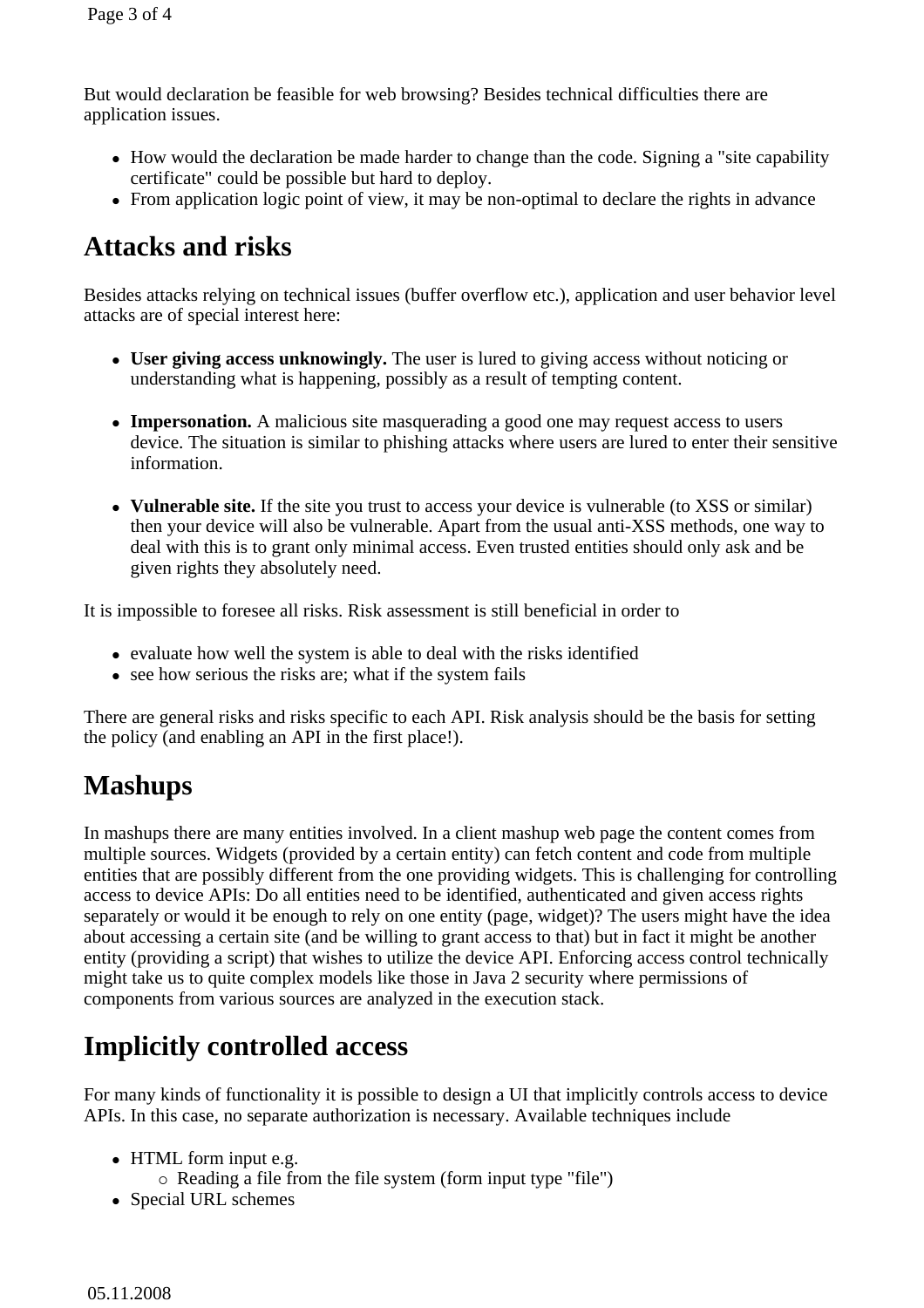But would declaration be feasible for web browsing? Besides technical difficulties there are application issues.

- How would the declaration be made harder to change than the code. Signing a "site capability certificate" could be possible but hard to deploy.
- From application logic point of view, it may be non-optimal to declare the rights in advance

## Attacks and risks

Besides attacks relying on technical issues (buffer overflow etc.), application and user behavior level attacks are of special interest here:

- **User giving access unknowingly.** The user is lured to giving access without noticing or understanding what is happening, possibly as a result of tempting content.

- **Impersonation.** A malicious site masquerading a good one may request access to users device. The situation is similar to phishing attacks where users are lured to enter their sensitive information.

- **Vulnerable site.** If the site you trust to access your device is vulnerable (to XSS or similar) then your device will also be vulnerable. Apart from the usual anti-XSS methods, one way to deal with this is to grant only minimal access. Even trusted entities should only ask and be given rights they absolutely need.

It is impossible to foresee all risks. Risk assessment is still beneficial in order to

- evaluate how well the system is able to deal with the risks identified
- see how serious the risks are; what if the system fails

There are general risks and risks specific to each API. Risk analysis should be the basis for setting the policy (and enabling an API in the first place!).

## Mashups

In mashups there are many entities involved. In a client mashup web page the content comes from multiple sources. Widgets (provided by a certain entity) can fetch content and code from multiple entities that are possibly different from the one providing widgets. This is challenging for controlling access to device APIs: Do all entities need to be identified, authenticated and given access rights separately or would it be enough to rely on one entity (page, widget)? The users might have the idea about accessing a certain site (and be willing to grant access to that) but in fact it might be another entity (providing a script) that wishes to utilize the device API. Enforcing access control technically might take us to quite complex models like those in Java 2 security where permissions of components from various sources are analyzed in the execution stack.

## Implicitly controlled access

For many kinds of functionality it is possible to design a UI that implicitly controls access to device APIs. In this case, no separate authorization is necessary. Available techniques include

- HTML form input e.g.
  - Reading a file from the file system (form input type "file")
- Special URL schemes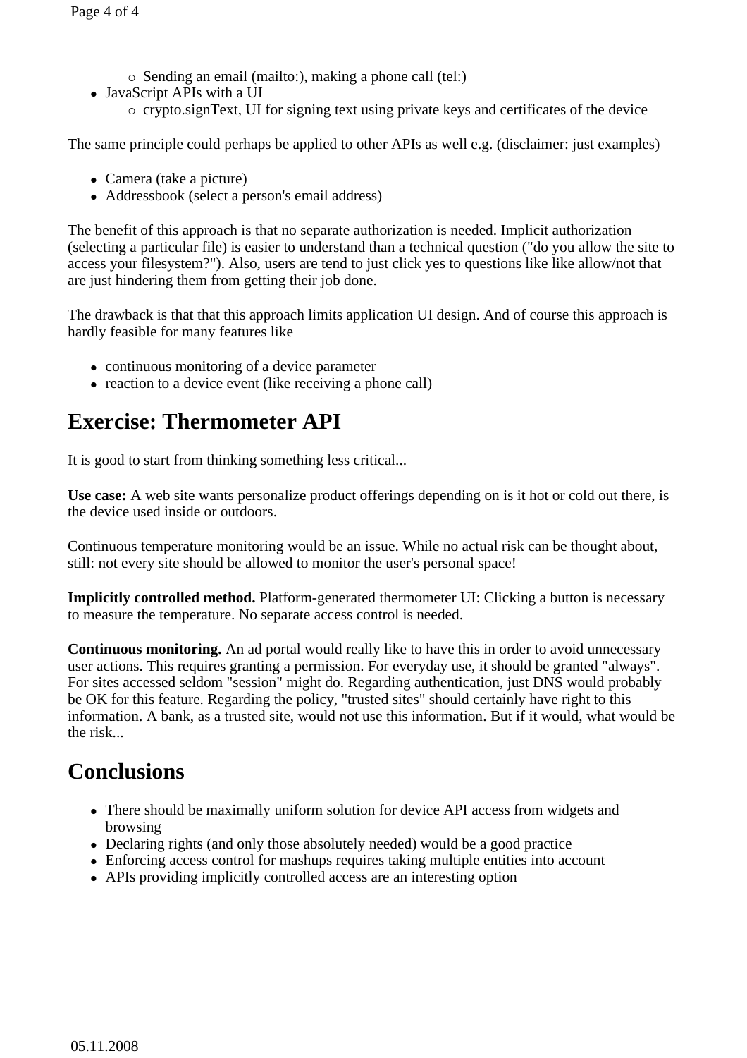- Sending an email (mailto:), making a phone call (tel:)
- JavaScript APIs with a UI
    - crypto.signText, UI for signing text using private keys and certificates of the device

The same principle could perhaps be applied to other APIs as well e.g. (disclaimer: just examples)

- Camera (take a picture)
- Addressbook (select a person's email address)

The benefit of this approach is that no separate authorization is needed. Implicit authorization (selecting a particular file) is easier to understand than a technical question ("do you allow the site to access your filesystem?"). Also, users are tend to just click yes to questions like like allow/not that are just hindering them from getting their job done.

The drawback is that that this approach limits application UI design. And of course this approach is hardly feasible for many features like

- continuous monitoring of a device parameter
- reaction to a device event (like receiving a phone call)

## Exercise: Thermometer API

It is good to start from thinking something less critical...

**Use case:** A web site wants personalize product offerings depending on is it hot or cold out there, is the device used inside or outdoors.

Continuous temperature monitoring would be an issue. While no actual risk can be thought about, still: not every site should be allowed to monitor the user's personal space!

**Implicitly controlled method.** Platform-generated thermometer UI: Clicking a button is necessary to measure the temperature. No separate access control is needed.

**Continuous monitoring.** An ad portal would really like to have this in order to avoid unnecessary user actions. This requires granting a permission. For everyday use, it should be granted "always". For sites accessed seldom "session" might do. Regarding authentication, just DNS would probably be OK for this feature. Regarding the policy, "trusted sites" should certainly have right to this information. A bank, as a trusted site, would not use this information. But if it would, what would be the risk...

## Conclusions

- There should be maximally uniform solution for device API access from widgets and browsing
- Declaring rights (and only those absolutely needed) would be a good practice
- Enforcing access control for mashups requires taking multiple entities into account
- APIs providing implicitly controlled access are an interesting option